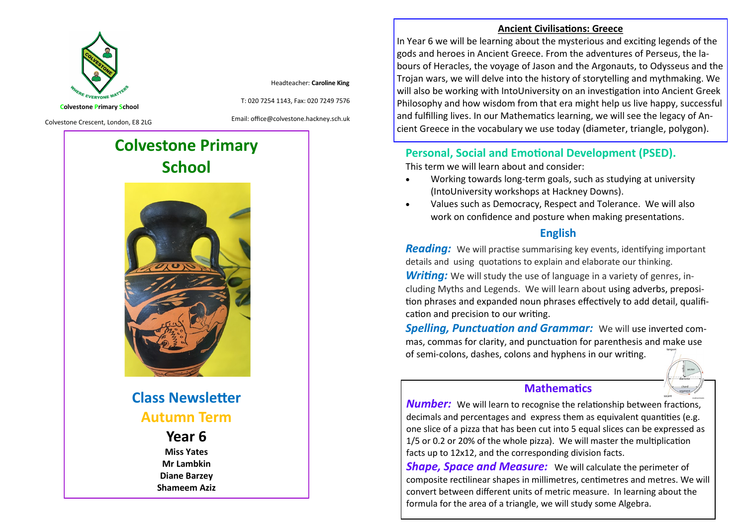Colvestone Primary School

Colvestone Crescent, London, E8 2LG

Headteacher: **Caroline King**

T: 020 7254 1143, Fax: 020 7249 7576

Email: office@colvestone.hackney.sch.uk

# Colvestone Primary School

## Class Newsletter

## Autumn Term

### Year 6

**Miss Yates**
**Mr Lambkin**
**Diane Barzey**
**Shameem Aziz**

## Ancient Civilisations: Greece

In Year 6 we will be learning about the mysterious and exciting legends of the gods and heroes in Ancient Greece. From the adventures of Perseus, the labours of Heracles, the voyage of Jason and the Argonauts, to Odysseus and the Trojan wars, we will delve into the history of storytelling and mythmaking. We will also be working with IntoUniversity on an investigation into Ancient Greek Philosophy and how wisdom from that era might help us live happy, successful and fulfilling lives. In our Mathematics learning, we will see the legacy of Ancient Greece in the vocabulary we use today (diameter, triangle, polygon).

## Personal, Social and Emotional Development (PSED).

This term we will learn about and consider:

- Working towards long-term goals, such as studying at university (IntoUniversity workshops at Hackney Downs).
- Values such as Democracy, Respect and Tolerance. We will also work on confidence and posture when making presentations.

## English

***Reading:*** We will practise summarising key events, identifying important details and using quotations to explain and elaborate our thinking.

***Writing:*** We will study the use of language in a variety of genres, including Myths and Legends. We will learn about using adverbs, preposition phrases and expanded noun phrases effectively to add detail, qualification and precision to our writing.

***Spelling, Punctuation and Grammar:*** We will use inverted commas, commas for clarity, and punctuation for parenthesis and make use of semi-colons, dashes, colons and hyphens in our writing.

## Mathematics

***Number:*** We will learn to recognise the relationship between fractions, decimals and percentages and express them as equivalent quantities (e.g. one slice of a pizza that has been cut into 5 equal slices can be expressed as 1/5 or 0.2 or 20% of the whole pizza). We will master the multiplication facts up to 12x12, and the corresponding division facts.

***Shape, Space and Measure:*** We will calculate the perimeter of composite rectilinear shapes in millimetres, centimetres and metres. We will convert between different units of metric measure. In learning about the formula for the area of a triangle, we will study some Algebra.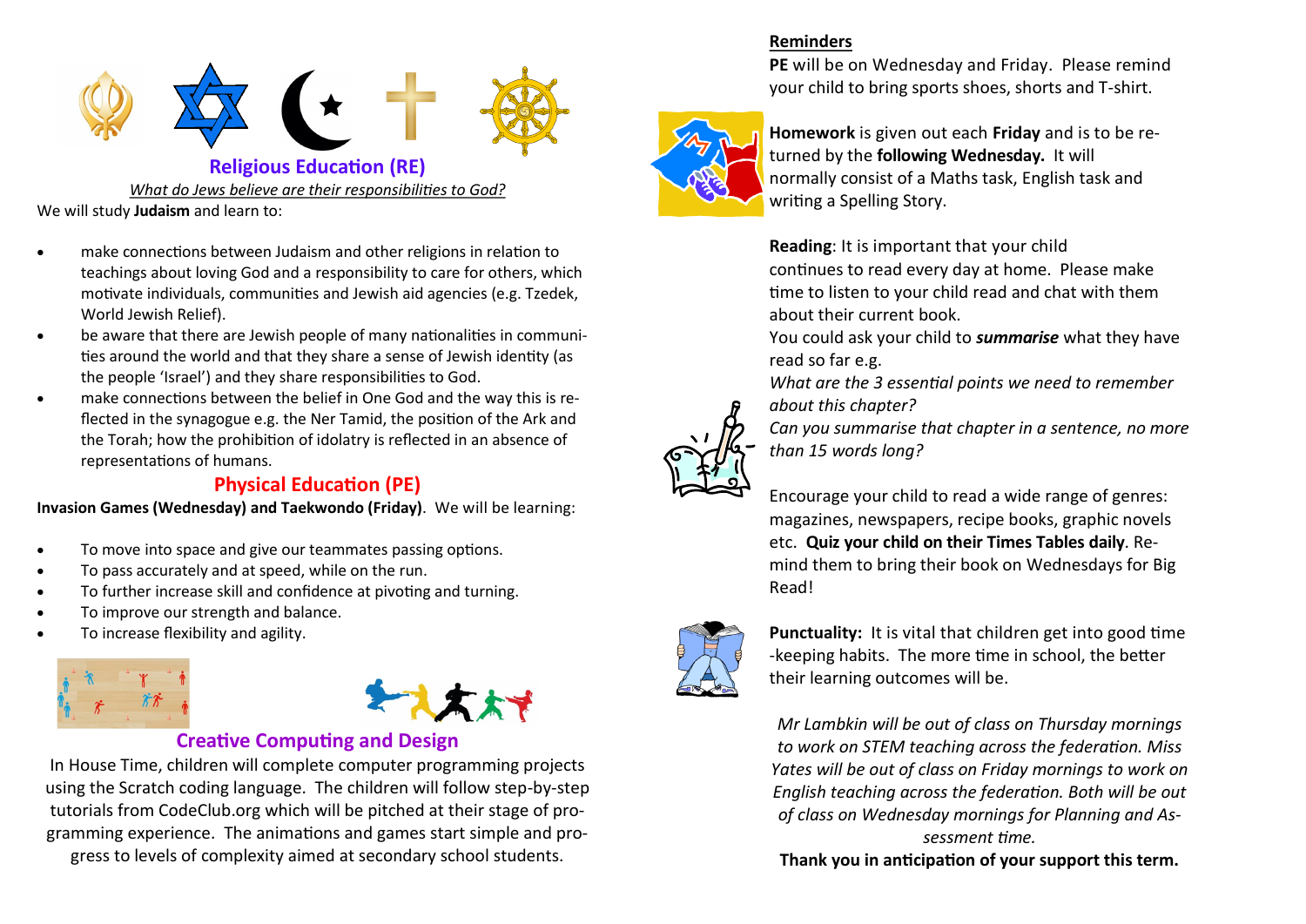## Religious Education (RE)

*What do Jews believe are their responsibilities to God?*

We will study **Judaism** and learn to:

- make connections between Judaism and other religions in relation to teachings about loving God and a responsibility to care for others, which motivate individuals, communities and Jewish aid agencies (e.g. Tzedek, World Jewish Relief).
- be aware that there are Jewish people of many nationalities in communities around the world and that they share a sense of Jewish identity (as the people 'Israel') and they share responsibilities to God.
- make connections between the belief in One God and the way this is reflected in the synagogue e.g. the Ner Tamid, the position of the Ark and the Torah; how the prohibition of idolatry is reflected in an absence of representations of humans.

## Physical Education (PE)

**Invasion Games (Wednesday) and Taekwondo (Friday)**. We will be learning:

- To move into space and give our teammates passing options.
- To pass accurately and at speed, while on the run.
- To further increase skill and confidence at pivoting and turning.
- To improve our strength and balance.
- To increase flexibility and agility.

## Creative Computing and Design

In House Time, children will complete computer programming projects using the Scratch coding language. The children will follow step-by-step tutorials from CodeClub.org which will be pitched at their stage of programming experience. The animations and games start simple and progress to levels of complexity aimed at secondary school students.

## Reminders

**PE** will be on Wednesday and Friday. Please remind your child to bring sports shoes, shorts and T-shirt.

**Homework** is given out each **Friday** and is to be returned by the **following Wednesday.** It will normally consist of a Maths task, English task and writing a Spelling Story.

**Reading**: It is important that your child continues to read every day at home. Please make time to listen to your child read and chat with them about their current book.

You could ask your child to ***summarise*** what they have read so far e.g.

*What are the 3 essential points we need to remember about this chapter?*

*Can you summarise that chapter in a sentence, no more than 15 words long?*

Encourage your child to read a wide range of genres: magazines, newspapers, recipe books, graphic novels etc. **Quiz your child on their Times Tables daily**. Remind them to bring their book on Wednesdays for Big Read!

**Punctuality:** It is vital that children get into good time-keeping habits. The more time in school, the better their learning outcomes will be.

*Mr Lambkin will be out of class on Thursday mornings to work on STEM teaching across the federation. Miss Yates will be out of class on Friday mornings to work on English teaching across the federation. Both will be out of class on Wednesday mornings for Planning and Assessment time.*

**Thank you in anticipation of your support this term.**